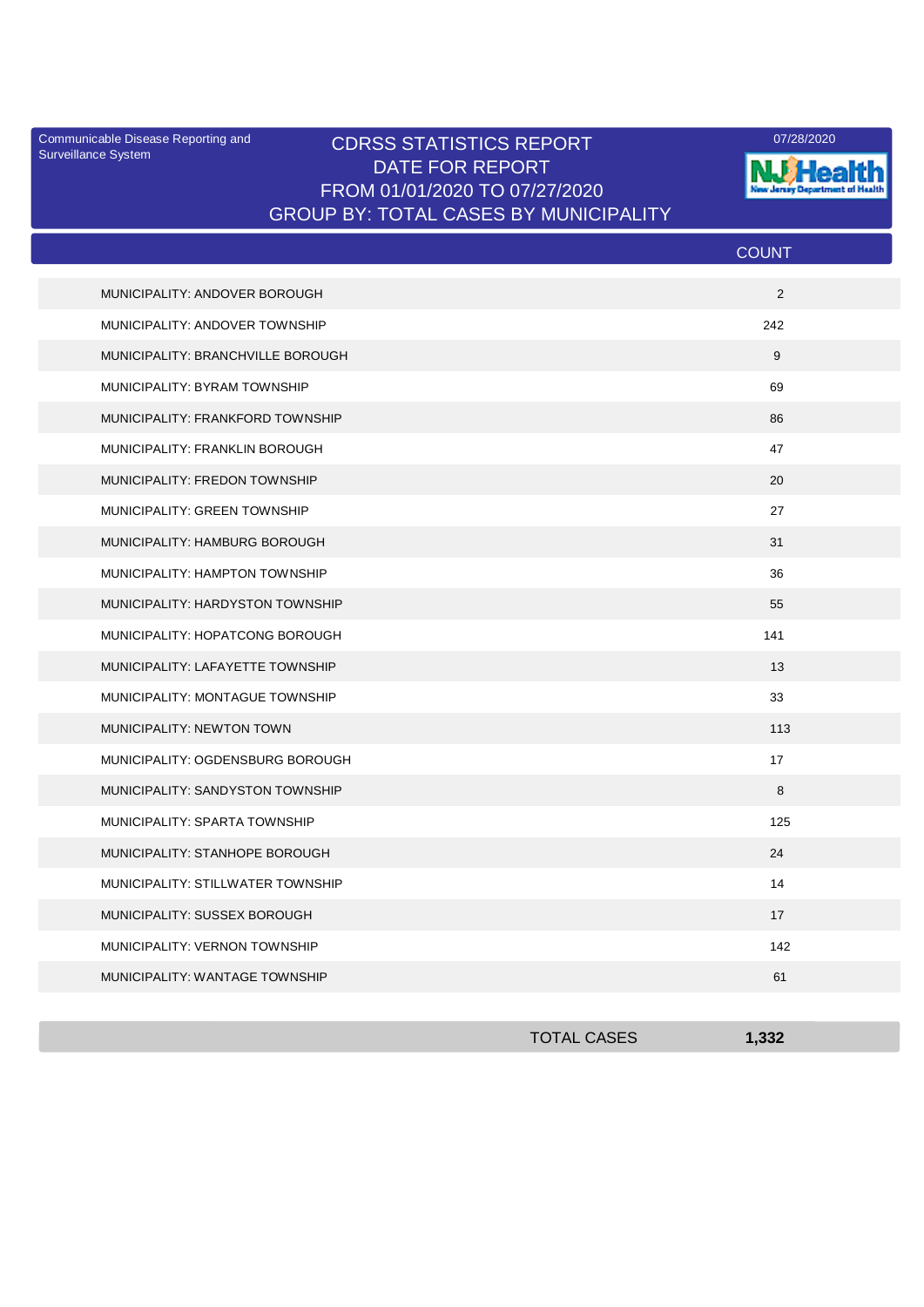Communicable Disease Reporting and Surveillance System

# CDRSS STATISTICS REPORT
## DATE FOR REPORT
## FROM 01/01/2020 TO 07/27/2020
## GROUP BY: TOTAL CASES BY MUNICIPALITY

07/28/2020

NJ Health New Jersey Department of Health

| | COUNT |
|---|---|
| MUNICIPALITY: ANDOVER BOROUGH | 2 |
| MUNICIPALITY: ANDOVER TOWNSHIP | 242 |
| MUNICIPALITY: BRANCHVILLE BOROUGH | 9 |
| MUNICIPALITY: BYRAM TOWNSHIP | 69 |
| MUNICIPALITY: FRANKFORD TOWNSHIP | 86 |
| MUNICIPALITY: FRANKLIN BOROUGH | 47 |
| MUNICIPALITY: FREDON TOWNSHIP | 20 |
| MUNICIPALITY: GREEN TOWNSHIP | 27 |
| MUNICIPALITY: HAMBURG BOROUGH | 31 |
| MUNICIPALITY: HAMPTON TOWNSHIP | 36 |
| MUNICIPALITY: HARDYSTON TOWNSHIP | 55 |
| MUNICIPALITY: HOPATCONG BOROUGH | 141 |
| MUNICIPALITY: LAFAYETTE TOWNSHIP | 13 |
| MUNICIPALITY: MONTAGUE TOWNSHIP | 33 |
| MUNICIPALITY: NEWTON TOWN | 113 |
| MUNICIPALITY: OGDENSBURG BOROUGH | 17 |
| MUNICIPALITY: SANDYSTON TOWNSHIP | 8 |
| MUNICIPALITY: SPARTA TOWNSHIP | 125 |
| MUNICIPALITY: STANHOPE BOROUGH | 24 |
| MUNICIPALITY: STILLWATER TOWNSHIP | 14 |
| MUNICIPALITY: SUSSEX BOROUGH | 17 |
| MUNICIPALITY: VERNON TOWNSHIP | 142 |
| MUNICIPALITY: WANTAGE TOWNSHIP | 61 |
| TOTAL CASES | **1,332** |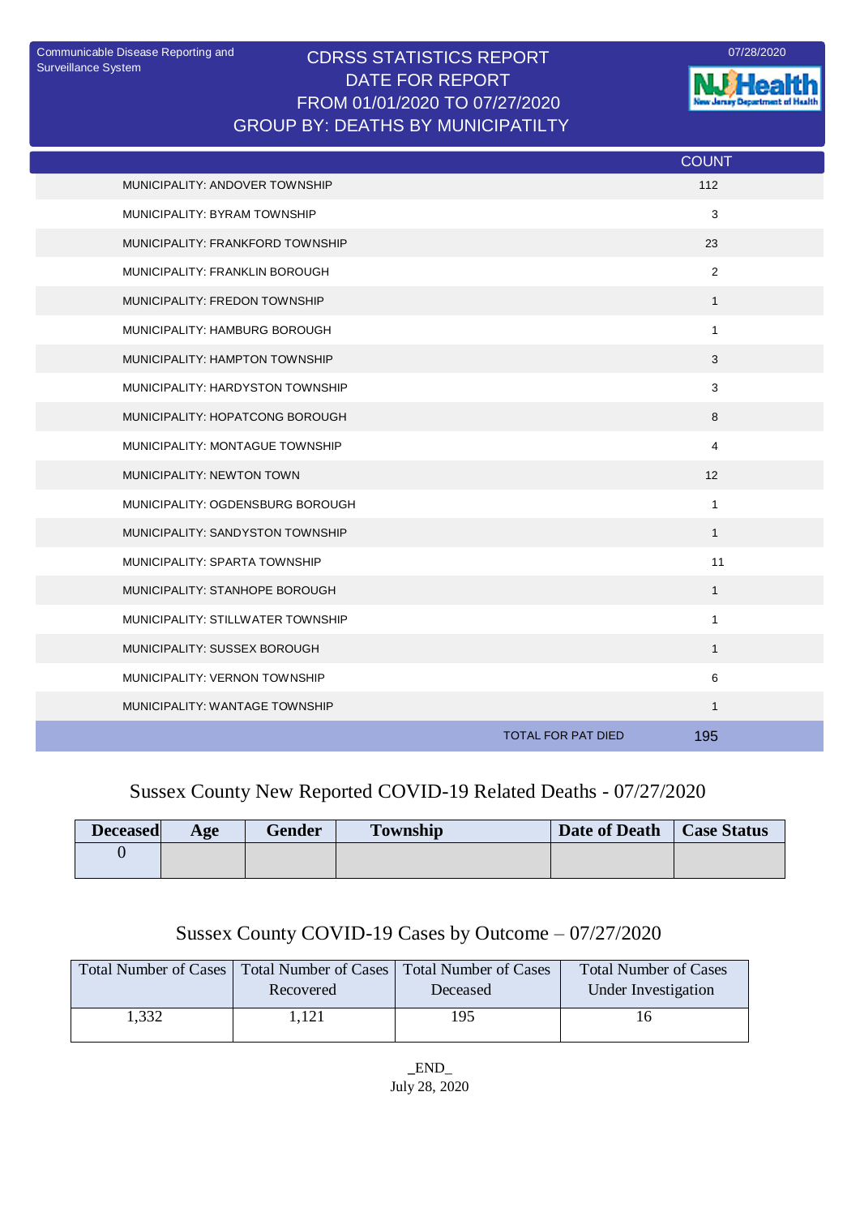Communicable Disease Reporting and Surveillance System

# CDRSS STATISTICS REPORT
# DATE FOR REPORT
# FROM 01/01/2020 TO 07/27/2020
# GROUP BY: DEATHS BY MUNICIPATILTY

07/28/2020

| | COUNT |
|---|---|
| MUNICIPALITY: ANDOVER TOWNSHIP | 112 |
| MUNICIPALITY: BYRAM TOWNSHIP | 3 |
| MUNICIPALITY: FRANKFORD TOWNSHIP | 23 |
| MUNICIPALITY: FRANKLIN BOROUGH | 2 |
| MUNICIPALITY: FREDON TOWNSHIP | 1 |
| MUNICIPALITY: HAMBURG BOROUGH | 1 |
| MUNICIPALITY: HAMPTON TOWNSHIP | 3 |
| MUNICIPALITY: HARDYSTON TOWNSHIP | 3 |
| MUNICIPALITY: HOPATCONG BOROUGH | 8 |
| MUNICIPALITY: MONTAGUE TOWNSHIP | 4 |
| MUNICIPALITY: NEWTON TOWN | 12 |
| MUNICIPALITY: OGDENSBURG BOROUGH | 1 |
| MUNICIPALITY: SANDYSTON TOWNSHIP | 1 |
| MUNICIPALITY: SPARTA TOWNSHIP | 11 |
| MUNICIPALITY: STANHOPE BOROUGH | 1 |
| MUNICIPALITY: STILLWATER TOWNSHIP | 1 |
| MUNICIPALITY: SUSSEX BOROUGH | 1 |
| MUNICIPALITY: VERNON TOWNSHIP | 6 |
| MUNICIPALITY: WANTAGE TOWNSHIP | 1 |
| TOTAL FOR PAT DIED | 195 |

## Sussex County New Reported COVID-19 Related Deaths - 07/27/2020

| Deceased | Age | Gender | Township | Date of Death | Case Status |
|---|---|---|---|---|---|
| 0 | | | | | |

## Sussex County COVID-19 Cases by Outcome – 07/27/2020

| Total Number of Cases | Total Number of Cases Recovered | Total Number of Cases Deceased | Total Number of Cases Under Investigation |
|---|---|---|---|
| 1,332 | 1,121 | 195 | 16 |

_END_
July 28, 2020